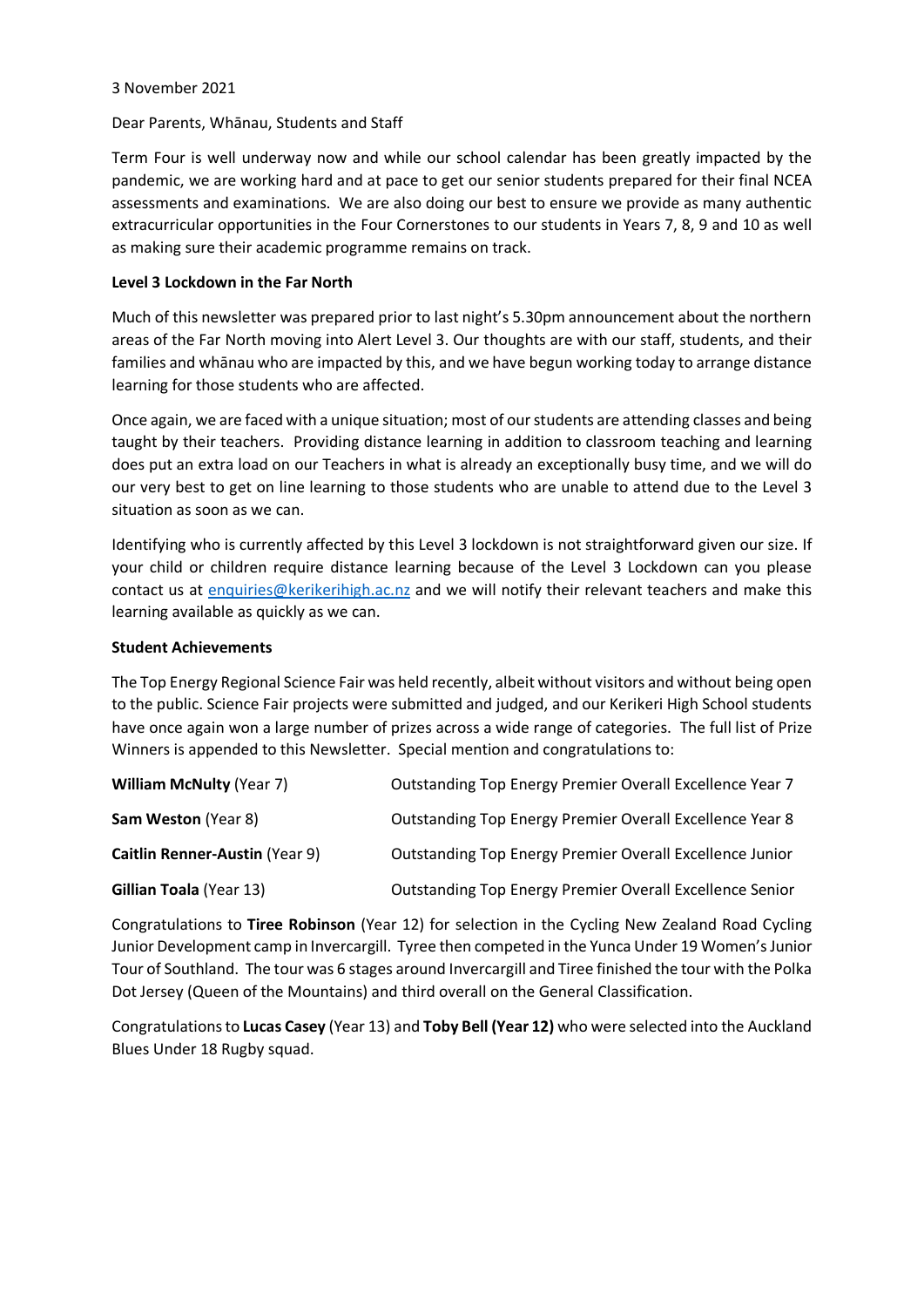3 November 2021

Dear Parents, Whānau, Students and Staff

Term Four is well underway now and while our school calendar has been greatly impacted by the pandemic, we are working hard and at pace to get our senior students prepared for their final NCEA assessments and examinations. We are also doing our best to ensure we provide as many authentic extracurricular opportunities in the Four Cornerstones to our students in Years 7, 8, 9 and 10 as well as making sure their academic programme remains on track.

**Level 3 Lockdown in the Far North**

Much of this newsletter was prepared prior to last night's 5.30pm announcement about the northern areas of the Far North moving into Alert Level 3. Our thoughts are with our staff, students, and their families and whānau who are impacted by this, and we have begun working today to arrange distance learning for those students who are affected.

Once again, we are faced with a unique situation; most of our students are attending classes and being taught by their teachers. Providing distance learning in addition to classroom teaching and learning does put an extra load on our Teachers in what is already an exceptionally busy time, and we will do our very best to get on line learning to those students who are unable to attend due to the Level 3 situation as soon as we can.

Identifying who is currently affected by this Level 3 lockdown is not straightforward given our size. If your child or children require distance learning because of the Level 3 Lockdown can you please contact us at enquiries@kerikerihigh.ac.nz and we will notify their relevant teachers and make this learning available as quickly as we can.

**Student Achievements**

The Top Energy Regional Science Fair was held recently, albeit without visitors and without being open to the public. Science Fair projects were submitted and judged, and our Kerikeri High School students have once again won a large number of prizes across a wide range of categories. The full list of Prize Winners is appended to this Newsletter. Special mention and congratulations to:

| | |
|---|---|
| **William McNulty** (Year 7) | Outstanding Top Energy Premier Overall Excellence Year 7 |
| **Sam Weston** (Year 8) | Outstanding Top Energy Premier Overall Excellence Year 8 |
| **Caitlin Renner-Austin** (Year 9) | Outstanding Top Energy Premier Overall Excellence Junior |
| **Gillian Toala** (Year 13) | Outstanding Top Energy Premier Overall Excellence Senior |

Congratulations to **Tiree Robinson** (Year 12) for selection in the Cycling New Zealand Road Cycling Junior Development camp in Invercargill. Tyree then competed in the Yunca Under 19 Women's Junior Tour of Southland. The tour was 6 stages around Invercargill and Tiree finished the tour with the Polka Dot Jersey (Queen of the Mountains) and third overall on the General Classification.

Congratulations to **Lucas Casey** (Year 13) and **Toby Bell (Year 12)** who were selected into the Auckland Blues Under 18 Rugby squad.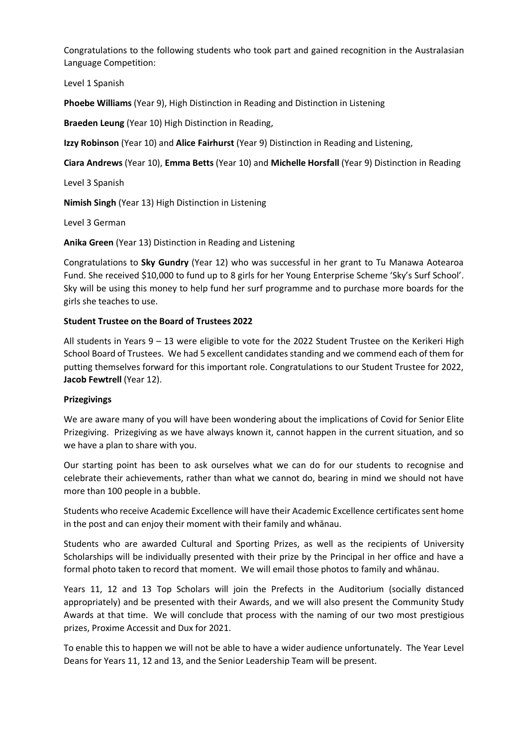Congratulations to the following students who took part and gained recognition in the Australasian Language Competition:

Level 1 Spanish

**Phoebe Williams** (Year 9), High Distinction in Reading and Distinction in Listening

**Braeden Leung** (Year 10) High Distinction in Reading,

**Izzy Robinson** (Year 10) and **Alice Fairhurst** (Year 9) Distinction in Reading and Listening,

**Ciara Andrews** (Year 10), **Emma Betts** (Year 10) and **Michelle Horsfall** (Year 9) Distinction in Reading

Level 3 Spanish

**Nimish Singh** (Year 13) High Distinction in Listening

Level 3 German

**Anika Green** (Year 13) Distinction in Reading and Listening

Congratulations to **Sky Gundry** (Year 12) who was successful in her grant to Tu Manawa Aotearoa Fund. She received $10,000 to fund up to 8 girls for her Young Enterprise Scheme 'Sky's Surf School'. Sky will be using this money to help fund her surf programme and to purchase more boards for the girls she teaches to use.

**Student Trustee on the Board of Trustees 2022**

All students in Years 9 – 13 were eligible to vote for the 2022 Student Trustee on the Kerikeri High School Board of Trustees. We had 5 excellent candidates standing and we commend each of them for putting themselves forward for this important role. Congratulations to our Student Trustee for 2022, **Jacob Fewtrell** (Year 12).

**Prizegivings**

We are aware many of you will have been wondering about the implications of Covid for Senior Elite Prizegiving. Prizegiving as we have always known it, cannot happen in the current situation, and so we have a plan to share with you.

Our starting point has been to ask ourselves what we can do for our students to recognise and celebrate their achievements, rather than what we cannot do, bearing in mind we should not have more than 100 people in a bubble.

Students who receive Academic Excellence will have their Academic Excellence certificates sent home in the post and can enjoy their moment with their family and whānau.

Students who are awarded Cultural and Sporting Prizes, as well as the recipients of University Scholarships will be individually presented with their prize by the Principal in her office and have a formal photo taken to record that moment. We will email those photos to family and whānau.

Years 11, 12 and 13 Top Scholars will join the Prefects in the Auditorium (socially distanced appropriately) and be presented with their Awards, and we will also present the Community Study Awards at that time. We will conclude that process with the naming of our two most prestigious prizes, Proxime Accessit and Dux for 2021.

To enable this to happen we will not be able to have a wider audience unfortunately. The Year Level Deans for Years 11, 12 and 13, and the Senior Leadership Team will be present.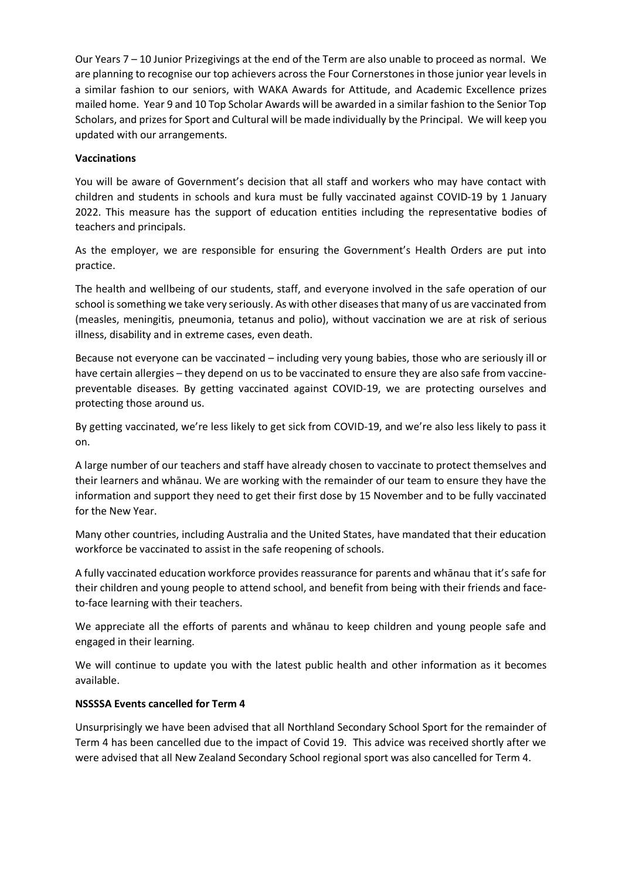Our Years 7 – 10 Junior Prizegivings at the end of the Term are also unable to proceed as normal. We are planning to recognise our top achievers across the Four Cornerstones in those junior year levels in a similar fashion to our seniors, with WAKA Awards for Attitude, and Academic Excellence prizes mailed home. Year 9 and 10 Top Scholar Awards will be awarded in a similar fashion to the Senior Top Scholars, and prizes for Sport and Cultural will be made individually by the Principal. We will keep you updated with our arrangements.

**Vaccinations**

You will be aware of Government's decision that all staff and workers who may have contact with children and students in schools and kura must be fully vaccinated against COVID-19 by 1 January 2022. This measure has the support of education entities including the representative bodies of teachers and principals.

As the employer, we are responsible for ensuring the Government's Health Orders are put into practice.

The health and wellbeing of our students, staff, and everyone involved in the safe operation of our school is something we take very seriously. As with other diseases that many of us are vaccinated from (measles, meningitis, pneumonia, tetanus and polio), without vaccination we are at risk of serious illness, disability and in extreme cases, even death.

Because not everyone can be vaccinated – including very young babies, those who are seriously ill or have certain allergies – they depend on us to be vaccinated to ensure they are also safe from vaccine-preventable diseases. By getting vaccinated against COVID-19, we are protecting ourselves and protecting those around us.

By getting vaccinated, we're less likely to get sick from COVID-19, and we're also less likely to pass it on.

A large number of our teachers and staff have already chosen to vaccinate to protect themselves and their learners and whānau. We are working with the remainder of our team to ensure they have the information and support they need to get their first dose by 15 November and to be fully vaccinated for the New Year.

Many other countries, including Australia and the United States, have mandated that their education workforce be vaccinated to assist in the safe reopening of schools.

A fully vaccinated education workforce provides reassurance for parents and whānau that it's safe for their children and young people to attend school, and benefit from being with their friends and face-to-face learning with their teachers.

We appreciate all the efforts of parents and whānau to keep children and young people safe and engaged in their learning.

We will continue to update you with the latest public health and other information as it becomes available.

**NSSSSA Events cancelled for Term 4**

Unsurprisingly we have been advised that all Northland Secondary School Sport for the remainder of Term 4 has been cancelled due to the impact of Covid 19. This advice was received shortly after we were advised that all New Zealand Secondary School regional sport was also cancelled for Term 4.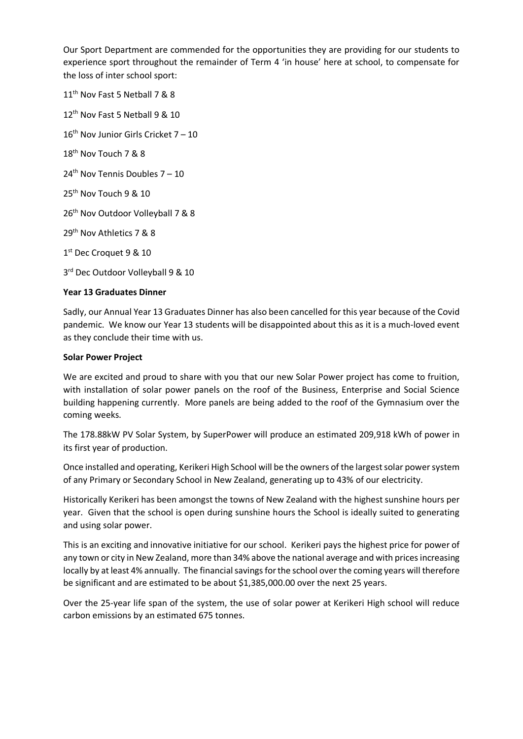Our Sport Department are commended for the opportunities they are providing for our students to experience sport throughout the remainder of Term 4 'in house' here at school, to compensate for the loss of inter school sport:

11th Nov Fast 5 Netball 7 & 8

12th Nov Fast 5 Netball 9 & 10

16th Nov Junior Girls Cricket 7 – 10

18th Nov Touch 7 & 8

24th Nov Tennis Doubles 7 – 10

25th Nov Touch 9 & 10

26th Nov Outdoor Volleyball 7 & 8

29th Nov Athletics 7 & 8

1st Dec Croquet 9 & 10

3rd Dec Outdoor Volleyball 9 & 10

**Year 13 Graduates Dinner**

Sadly, our Annual Year 13 Graduates Dinner has also been cancelled for this year because of the Covid pandemic. We know our Year 13 students will be disappointed about this as it is a much-loved event as they conclude their time with us.

**Solar Power Project**

We are excited and proud to share with you that our new Solar Power project has come to fruition, with installation of solar power panels on the roof of the Business, Enterprise and Social Science building happening currently. More panels are being added to the roof of the Gymnasium over the coming weeks.

The 178.88kW PV Solar System, by SuperPower will produce an estimated 209,918 kWh of power in its first year of production.

Once installed and operating, Kerikeri High School will be the owners of the largest solar power system of any Primary or Secondary School in New Zealand, generating up to 43% of our electricity.

Historically Kerikeri has been amongst the towns of New Zealand with the highest sunshine hours per year. Given that the school is open during sunshine hours the School is ideally suited to generating and using solar power.

This is an exciting and innovative initiative for our school. Kerikeri pays the highest price for power of any town or city in New Zealand, more than 34% above the national average and with prices increasing locally by at least 4% annually. The financial savings for the school over the coming years will therefore be significant and are estimated to be about $1,385,000.00 over the next 25 years.

Over the 25-year life span of the system, the use of solar power at Kerikeri High school will reduce carbon emissions by an estimated 675 tonnes.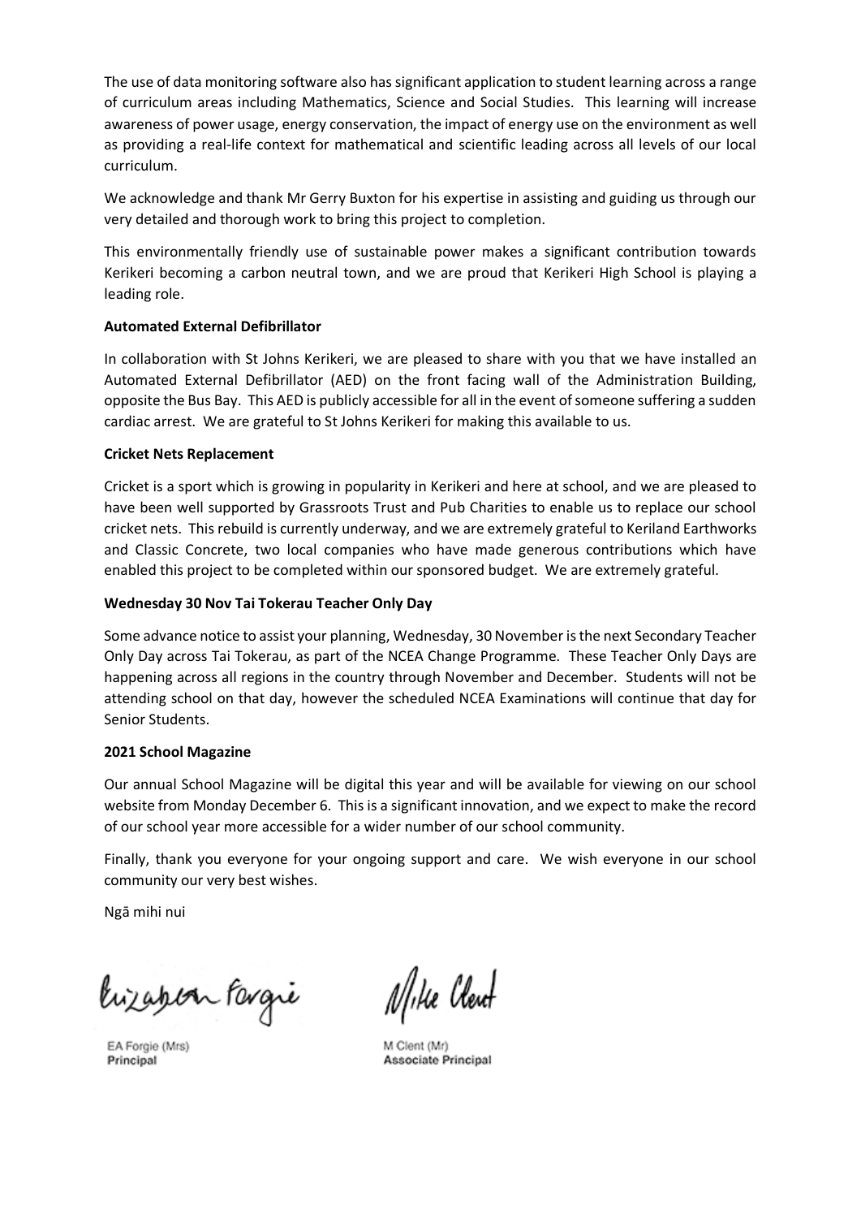The use of data monitoring software also has significant application to student learning across a range of curriculum areas including Mathematics, Science and Social Studies. This learning will increase awareness of power usage, energy conservation, the impact of energy use on the environment as well as providing a real-life context for mathematical and scientific leading across all levels of our local curriculum.

We acknowledge and thank Mr Gerry Buxton for his expertise in assisting and guiding us through our very detailed and thorough work to bring this project to completion.

This environmentally friendly use of sustainable power makes a significant contribution towards Kerikeri becoming a carbon neutral town, and we are proud that Kerikeri High School is playing a leading role.

**Automated External Defibrillator**

In collaboration with St Johns Kerikeri, we are pleased to share with you that we have installed an Automated External Defibrillator (AED) on the front facing wall of the Administration Building, opposite the Bus Bay. This AED is publicly accessible for all in the event of someone suffering a sudden cardiac arrest. We are grateful to St Johns Kerikeri for making this available to us.

**Cricket Nets Replacement**

Cricket is a sport which is growing in popularity in Kerikeri and here at school, and we are pleased to have been well supported by Grassroots Trust and Pub Charities to enable us to replace our school cricket nets. This rebuild is currently underway, and we are extremely grateful to Keriland Earthworks and Classic Concrete, two local companies who have made generous contributions which have enabled this project to be completed within our sponsored budget. We are extremely grateful.

**Wednesday 30 Nov Tai Tokerau Teacher Only Day**

Some advance notice to assist your planning, Wednesday, 30 November is the next Secondary Teacher Only Day across Tai Tokerau, as part of the NCEA Change Programme. These Teacher Only Days are happening across all regions in the country through November and December. Students will not be attending school on that day, however the scheduled NCEA Examinations will continue that day for Senior Students.

**2021 School Magazine**

Our annual School Magazine will be digital this year and will be available for viewing on our school website from Monday December 6. This is a significant innovation, and we expect to make the record of our school year more accessible for a wider number of our school community.

Finally, thank you everyone for your ongoing support and care. We wish everyone in our school community our very best wishes.

Ngā mihi nui

EA Forgie (Mrs)
**Principal**

M Clent (Mr)
**Associate Principal**